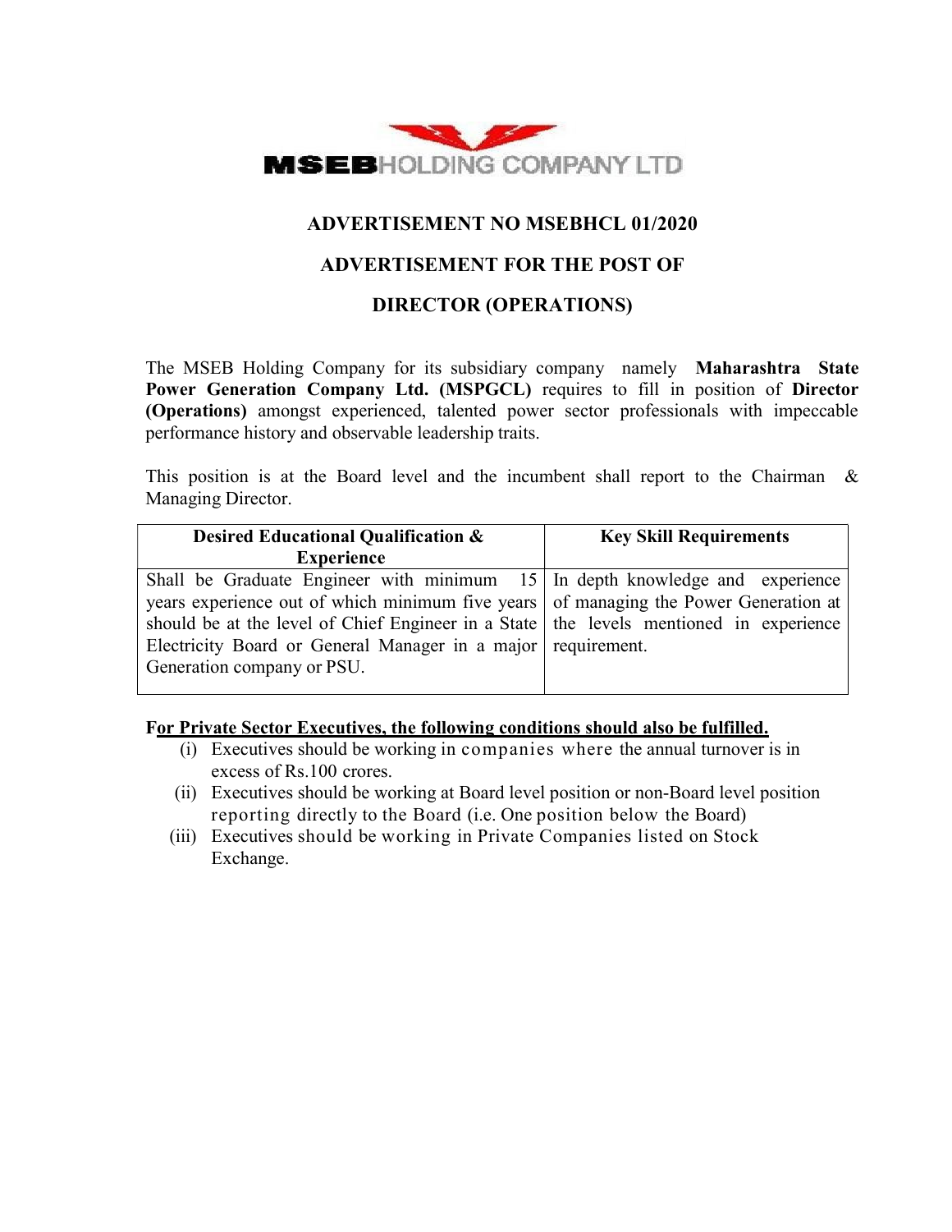**MSEB HOLDING COMPANY LTD**

# ADVERTISEMENT NO MSEBHCL 01/2020

## ADVERTISEMENT FOR THE POST OF

## DIRECTOR (OPERATIONS)

The MSEB Holding Company for its subsidiary company namely **Maharashtra State Power Generation Company Ltd. (MSPGCL)** requires to fill in position of **Director (Operations)** amongst experienced, talented power sector professionals with impeccable performance history and observable leadership traits.

This position is at the Board level and the incumbent shall report to the Chairman & Managing Director.

| Desired Educational Qualification & Experience | Key Skill Requirements |
|---|---|
| Shall be Graduate Engineer with minimum 15 years experience out of which minimum five years should be at the level of Chief Engineer in a State Electricity Board or General Manager in a major Generation company or PSU. | In depth knowledge and experience of managing the Power Generation at the levels mentioned in experience requirement. |

**For Private Sector Executives, the following conditions should also be fulfilled.**

(i) Executives should be working in companies where the annual turnover is in excess of Rs.100 crores.

(ii) Executives should be working at Board level position or non-Board level position reporting directly to the Board (i.e. One position below the Board)

(iii) Executives should be working in Private Companies listed on Stock Exchange.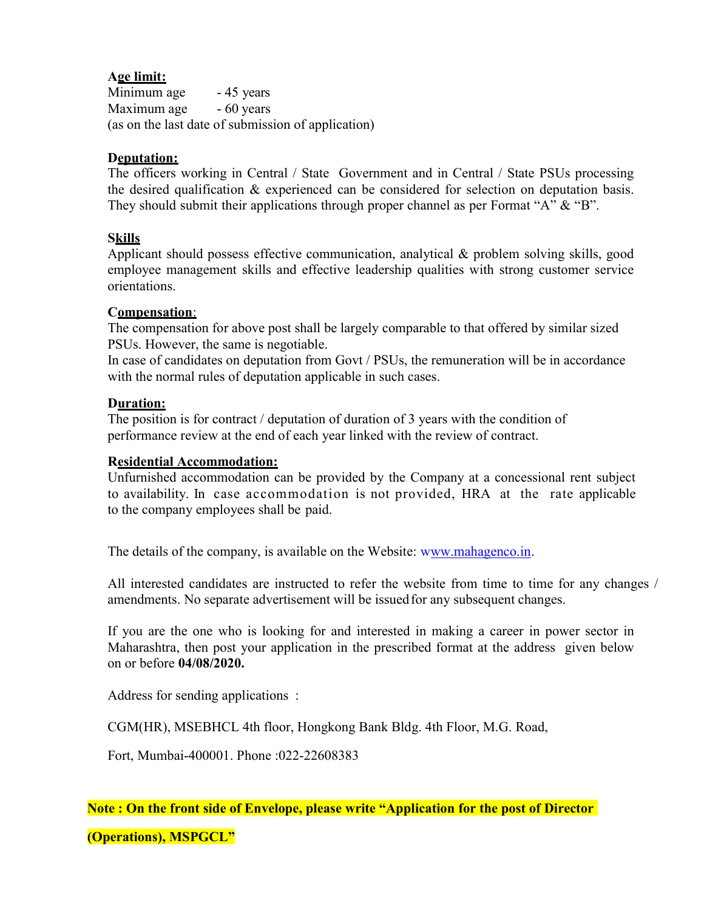**Age limit:**

Minimum age - 45 years
Maximum age - 60 years
(as on the last date of submission of application)

**Deputation:**

The officers working in Central / State Government and in Central / State PSUs processing the desired qualification & experienced can be considered for selection on deputation basis. They should submit their applications through proper channel as per Format "A" & "B".

**Skills**

Applicant should possess effective communication, analytical & problem solving skills, good employee management skills and effective leadership qualities with strong customer service orientations.

**Compensation**:

The compensation for above post shall be largely comparable to that offered by similar sized PSUs. However, the same is negotiable.
In case of candidates on deputation from Govt / PSUs, the remuneration will be in accordance with the normal rules of deputation applicable in such cases.

**Duration:**

The position is for contract / deputation of duration of 3 years with the condition of performance review at the end of each year linked with the review of contract.

**Residential Accommodation:**

Unfurnished accommodation can be provided by the Company at a concessional rent subject to availability. In case accommodation is not provided, HRA at the rate applicable to the company employees shall be paid.

The details of the company, is available on the Website: www.mahagenco.in.

All interested candidates are instructed to refer the website from time to time for any changes / amendments. No separate advertisement will be issued for any subsequent changes.

If you are the one who is looking for and interested in making a career in power sector in Maharashtra, then post your application in the prescribed format at the address given below on or before **04/08/2020.**

Address for sending applications :

CGM(HR), MSEBHCL 4th floor, Hongkong Bank Bldg. 4th Floor, M.G. Road,

Fort, Mumbai-400001. Phone :022-22608383

**Note : On the front side of Envelope, please write "Application for the post of Director (Operations), MSPGCL"**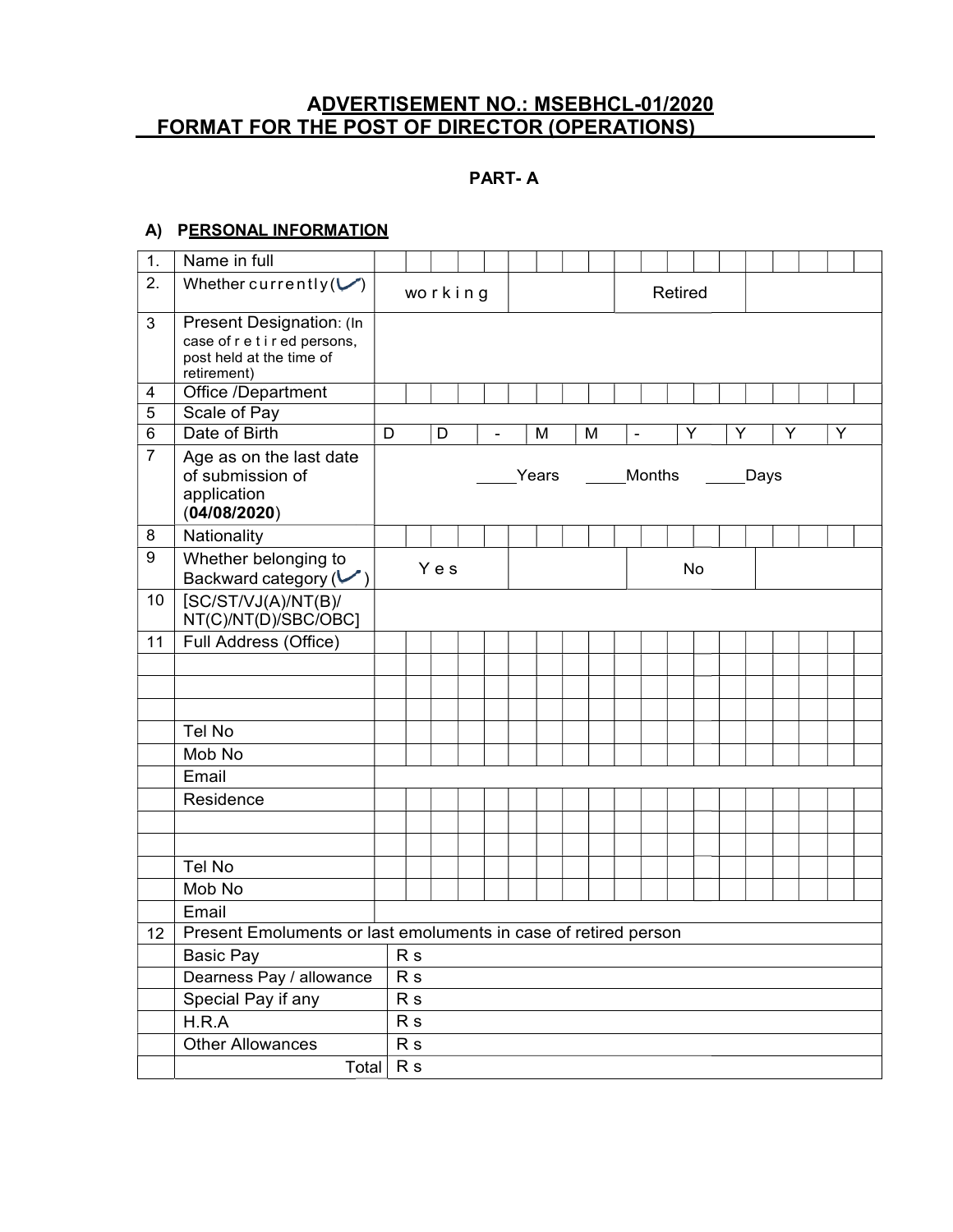## ADVERTISEMENT NO.: MSEBHCL-01/2020
## FORMAT FOR THE POST OF DIRECTOR (OPERATIONS)

### PART- A

**A) PERSONAL INFORMATION**

| | | | | | |
|---|---|---|---|---|---|
| 1. | Name in full | | | | |
| 2. | Whether currently (✓) | working | | Retired | |
| 3 | Present Designation: (In case of retired persons, post held at the time of retirement) | | | | |
| 4 | Office /Department | | | | |
| 5 | Scale of Pay | | | | |
| 6 | Date of Birth | D D - M M - Y Y Y Y | | | |
| 7 | Age as on the last date of submission of application (**04/08/2020**) | ____Years ____Months ____Days | | | |
| 8 | Nationality | | | | |
| 9 | Whether belonging to Backward category (✓) | Yes | | No | |
| 10 | [SC/ST/VJ(A)/NT(B)/ NT(C)/NT(D)/SBC/OBC] | | | | |
| 11 | Full Address (Office) | | | | |
| | | | | | |
| | | | | | |
| | | | | | |
| | Tel No | | | | |
| | Mob No | | | | |
| | Email | | | | |
| | Residence | | | | |
| | | | | | |
| | | | | | |
| | Tel No | | | | |
| | Mob No | | | | |
| | Email | | | | |
| 12 | Present Emoluments or last emoluments in case of retired person | | | | |
| | Basic Pay | Rs | | | |
| | Dearness Pay / allowance | Rs | | | |
| | Special Pay if any | Rs | | | |
| | H.R.A | Rs | | | |
| | Other Allowances | Rs | | | |
| | Total | Rs | | | |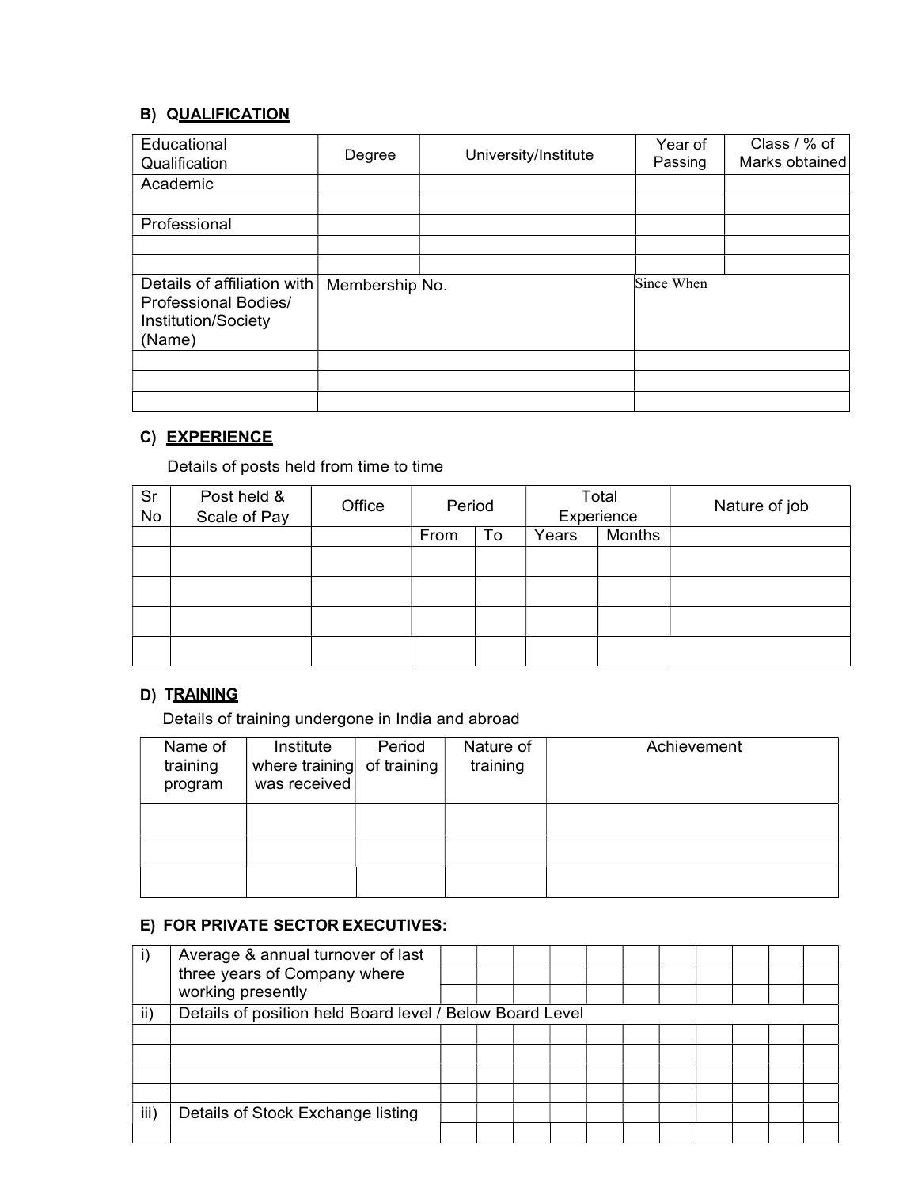### B) QUALIFICATION

| Educational Qualification | Degree | University/Institute | Year of Passing | Class / % of Marks obtained |
|---|---|---|---|---|
| Academic | | | | |
| | | | | |
| Professional | | | | |
| | | | | |
| | | | | |

| Details of affiliation with Professional Bodies/ Institution/Society (Name) | Membership No. | Since When |
|---|---|---|
| | | |
| | | |
| | | |

### C) EXPERIENCE

Details of posts held from time to time

| Sr No | Post held & Scale of Pay | Office | Period | | Total Experience | | Nature of job |
|---|---|---|---|---|---|---|---|
| | | | From | To | Years | Months | |
| | | | | | | | |
| | | | | | | | |
| | | | | | | | |
| | | | | | | | |

### D) TRAINING

Details of training undergone in India and abroad

| Name of training program | Institute where training was received | Period of training | Nature of training | Achievement |
|---|---|---|---|---|
| | | | | |
| | | | | |
| | | | | |

### E) FOR PRIVATE SECTOR EXECUTIVES:

| | | | | | | | | | | | | |
|---|---|---|---|---|---|---|---|---|---|---|---|---|
| i) | Average & annual turnover of last three years of Company where working presently | | | | | | | | | | | |
| | | | | | | | | | | | | |
| | | | | | | | | | | | | |
| ii) | Details of position held Board level / Below Board Level | | | | | | | | | | | |
| | | | | | | | | | | | | |
| | | | | | | | | | | | | |
| | | | | | | | | | | | | |
| | | | | | | | | | | | | |
| iii) | Details of Stock Exchange listing | | | | | | | | | | | |
| | | | | | | | | | | | | |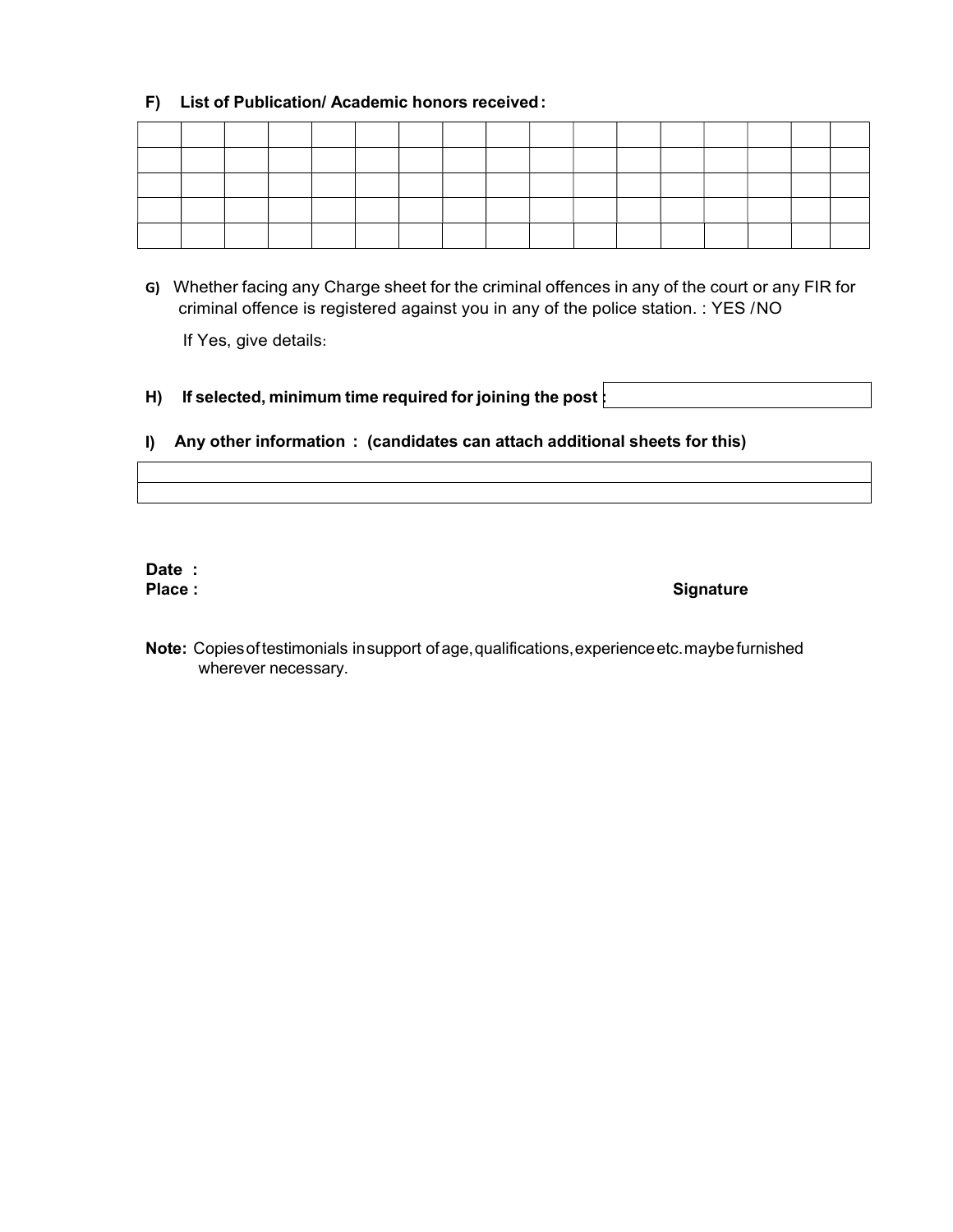**F) List of Publication/ Academic honors received :**

| | | | | | | | | | | | | | | | | |
|---|---|---|---|---|---|---|---|---|---|---|---|---|---|---|---|---|
| | | | | | | | | | | | | | | | | |
| | | | | | | | | | | | | | | | | |
| | | | | | | | | | | | | | | | | |
| | | | | | | | | | | | | | | | | |

**G)** Whether facing any Charge sheet for the criminal offences in any of the court or any FIR for criminal offence is registered against you in any of the police station. : YES / NO

If Yes, give details:

**H) If selected, minimum time required for joining the post :**

| |
|---|

**I) Any other information : (candidates can attach additional sheets for this)**

| |
|---|
| |

**Date :**

**Place :** **Signature**

**Note:** Copies of testimonials in support of age, qualifications, experience etc. may be furnished wherever necessary.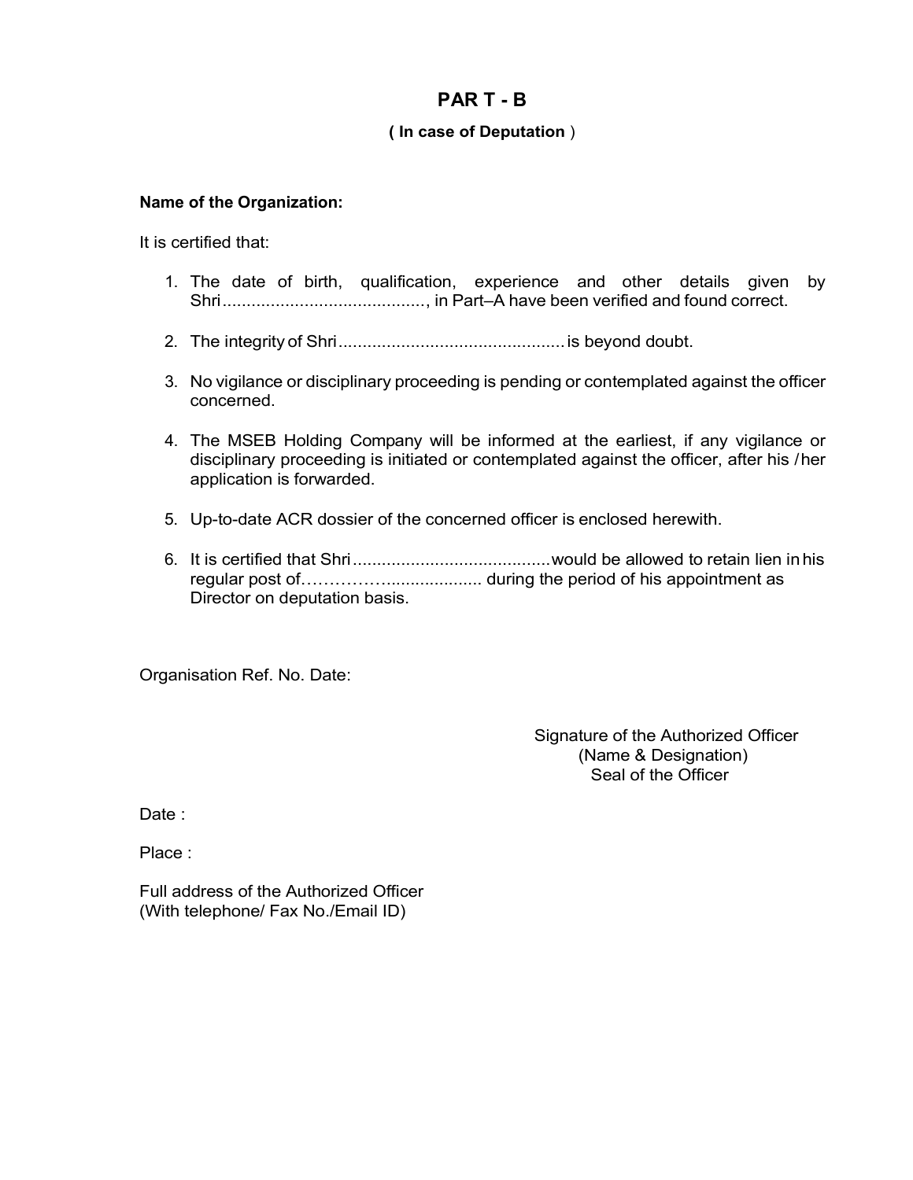# PAR T - B

**( In case of Deputation )**

**Name of the Organization:**

It is certified that:

1. The date of birth, qualification, experience and other details given by Shri.........................................., in Part–A have been verified and found correct.

2. The integrity of Shri.............................................. is beyond doubt.

3. No vigilance or disciplinary proceeding is pending or contemplated against the officer concerned.

4. The MSEB Holding Company will be informed at the earliest, if any vigilance or disciplinary proceeding is initiated or contemplated against the officer, after his / her application is forwarded.

5. Up-to-date ACR dossier of the concerned officer is enclosed herewith.

6. It is certified that Shri.........................................would be allowed to retain lien in his regular post of……………….................. during the period of his appointment as Director on deputation basis.

Organisation Ref. No. Date:

Signature of the Authorized Officer
(Name & Designation)
Seal of the Officer

Date :

Place :

Full address of the Authorized Officer
(With telephone/ Fax No./Email ID)